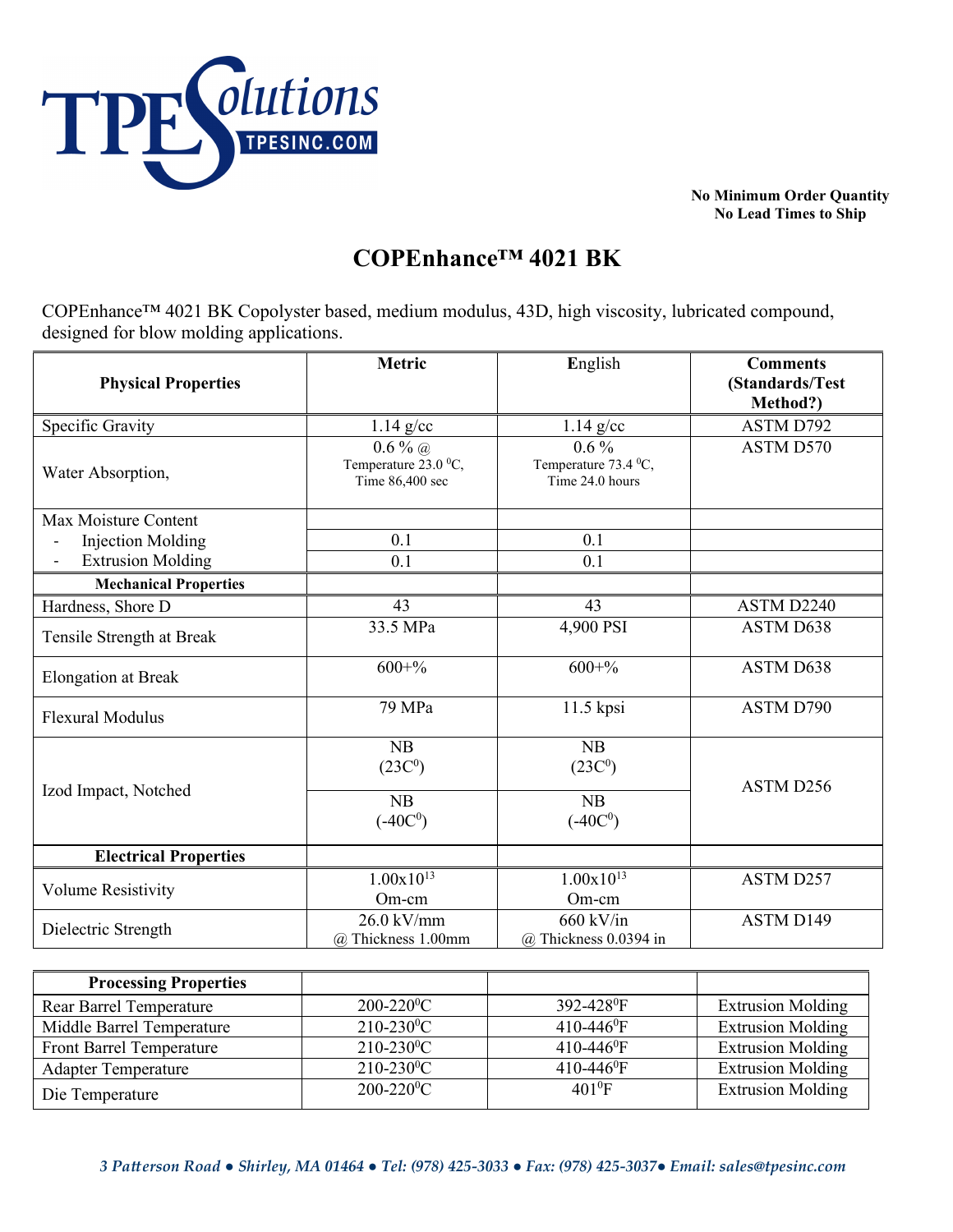TPE Solutions
TPESINC.COM

**No Minimum Order Quantity**
**No Lead Times to Ship**

# COPEnhance™ 4021 BK

COPEnhance™ 4021 BK Copolyster based, medium modulus, 43D, high viscosity, lubricated compound, designed for blow molding applications.

| **Physical Properties** | **Metric** | English | **Comments (Standards/Test Method?)** |
|---|---|---|---|
| Specific Gravity | 1.14 g/cc | 1.14 g/cc | ASTM D792 |
| Water Absorption, | 0.6 % @ Temperature 23.0 $^0$C, Time 86,400 sec | 0.6 % Temperature 73.4 $^0$C, Time 24.0 hours | ASTM D570 |
| Max Moisture Content | | | |
| - Injection Molding | 0.1 | 0.1 | |
| - Extrusion Molding | 0.1 | 0.1 | |
| **Mechanical Properties** | | | |
| Hardness, Shore D | 43 | 43 | ASTM D2240 |
| Tensile Strength at Break | 33.5 MPa | 4,900 PSI | ASTM D638 |
| Elongation at Break | 600+% | 600+% | ASTM D638 |
| Flexural Modulus | 79 MPa | 11.5 kpsi | ASTM D790 |
| Izod Impact, Notched | NB (23C$^0$) | NB (23C$^0$) | ASTM D256 |
| | NB (-40C$^0$) | NB (-40C$^0$) | |
| **Electrical Properties** | | | |
| Volume Resistivity | $1.00 \times 10^{13}$ Om-cm | $1.00 \times 10^{13}$ Om-cm | ASTM D257 |
| Dielectric Strength | 26.0 kV/mm @ Thickness 1.00mm | 660 kV/in @ Thickness 0.0394 in | ASTM D149 |

| **Processing Properties** | | | |
|---|---|---|---|
| Rear Barrel Temperature | 200-220$^0$C | 392-428$^0$F | Extrusion Molding |
| Middle Barrel Temperature | 210-230$^0$C | 410-446$^0$F | Extrusion Molding |
| Front Barrel Temperature | 210-230$^0$C | 410-446$^0$F | Extrusion Molding |
| Adapter Temperature | 210-230$^0$C | 410-446$^0$F | Extrusion Molding |
| Die Temperature | 200-220$^0$C | 401$^0$F | Extrusion Molding |

*3 Patterson Road ● Shirley, MA 01464 ● Tel: (978) 425-3033 ● Fax: (978) 425-3037● Email: sales@tpesinc.com*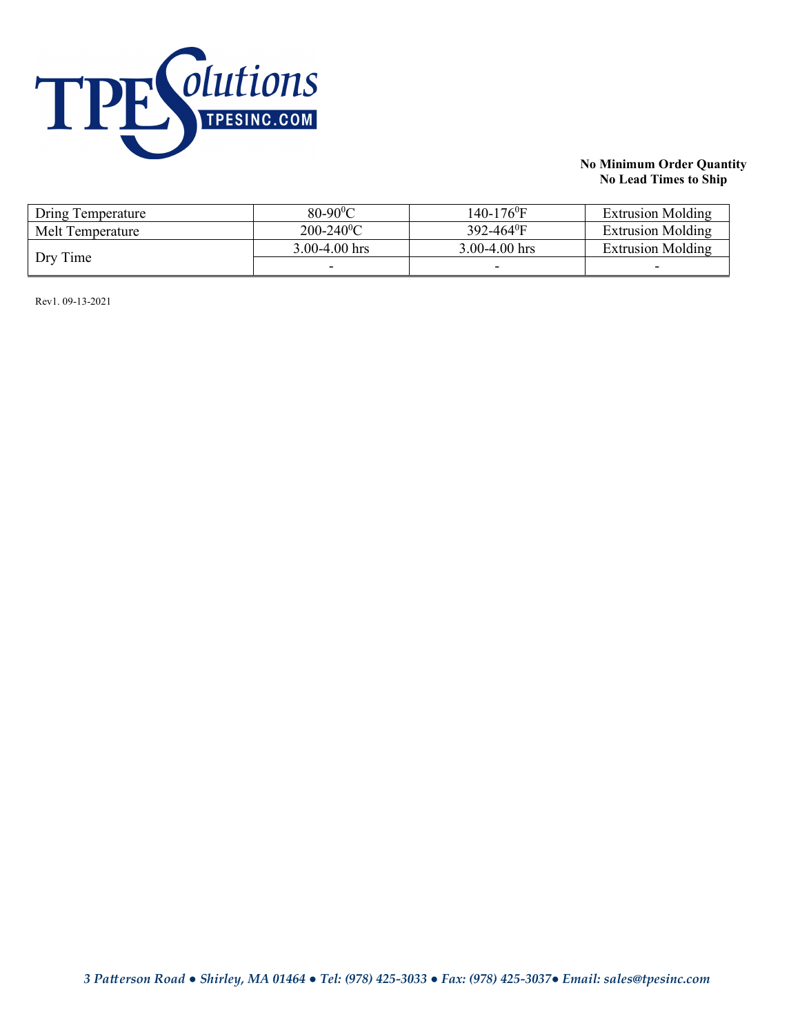**No Minimum Order Quantity**
**No Lead Times to Ship**

| | | | |
|---|---|---|---|
| Dring Temperature | 80-90$^0$C | 140-176$^0$F | Extrusion Molding |
| Melt Temperature | 200-240$^0$C | 392-464$^0$F | Extrusion Molding |
| Dry Time | 3.00-4.00 hrs | 3.00-4.00 hrs | Extrusion Molding |
| | - | - | - |

Rev1. 09-13-2021

*3 Patterson Road ● Shirley, MA 01464 ● Tel: (978) 425-3033 ● Fax: (978) 425-3037● Email: sales@tpesinc.com*